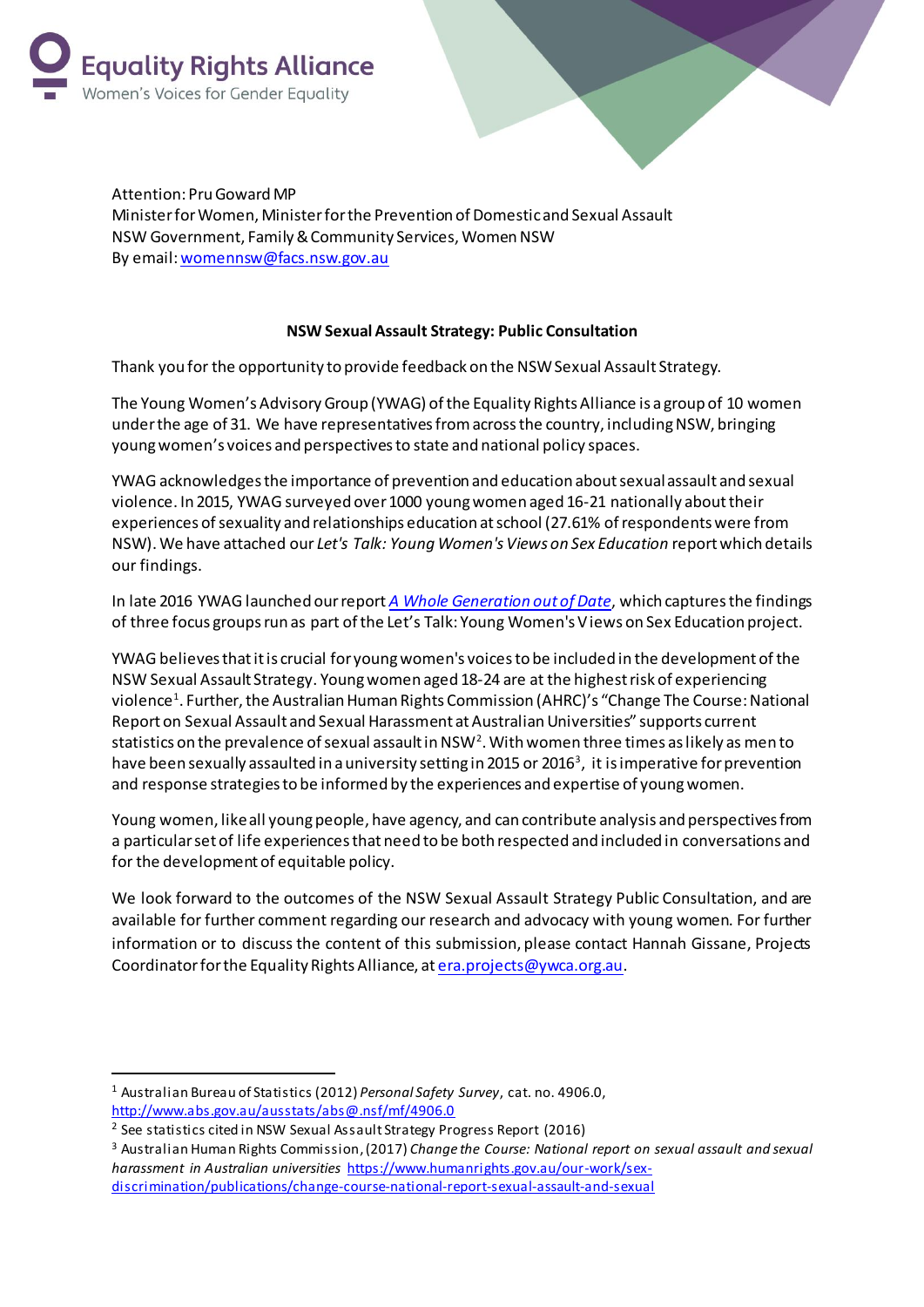Equality Rights Alliance
Women's Voices for Gender Equality

Attention: Pru Goward MP
Minister for Women, Minister for the Prevention of Domestic and Sexual Assault
NSW Government, Family & Community Services, Women NSW
By email: womennsw@facs.nsw.gov.au

**NSW Sexual Assault Strategy: Public Consultation**

Thank you for the opportunity to provide feedback on the NSW Sexual Assault Strategy.

The Young Women's Advisory Group (YWAG) of the Equality Rights Alliance is a group of 10 women under the age of 31. We have representatives from across the country, including NSW, bringing young women's voices and perspectives to state and national policy spaces.

YWAG acknowledges the importance of prevention and education about sexual assault and sexual violence. In 2015, YWAG surveyed over 1000 young women aged 16-21 nationally about their experiences of sexuality and relationships education at school (27.61% of respondents were from NSW). We have attached our *Let's Talk: Young Women's Views on Sex Education* report which details our findings.

In late 2016 YWAG launched our report *A Whole Generation out of Date*, which captures the findings of three focus groups run as part of the Let's Talk: Young Women's Views on Sex Education project.

YWAG believes that it is crucial for young women's voices to be included in the development of the NSW Sexual Assault Strategy. Young women aged 18-24 are at the highest risk of experiencing violence[1]. Further, the Australian Human Rights Commission (AHRC)'s "Change The Course: National Report on Sexual Assault and Sexual Harassment at Australian Universities" supports current statistics on the prevalence of sexual assault in NSW[2]. With women three times as likely as men to have been sexually assaulted in a university setting in 2015 or 2016[3], it is imperative for prevention and response strategies to be informed by the experiences and expertise of young women.

Young women, like all young people, have agency, and can contribute analysis and perspectives from a particular set of life experiences that need to be both respected and included in conversations and for the development of equitable policy.

We look forward to the outcomes of the NSW Sexual Assault Strategy Public Consultation, and are available for further comment regarding our research and advocacy with young women. For further information or to discuss the content of this submission, please contact Hannah Gissane, Projects Coordinator for the Equality Rights Alliance, at era.projects@ywca.org.au.

---

[1] Australian Bureau of Statistics (2012) *Personal Safety Survey*, cat. no. 4906.0, http://www.abs.gov.au/ausstats/abs@.nsf/mf/4906.0

[2] See statistics cited in NSW Sexual Assault Strategy Progress Report (2016)

[3] Australian Human Rights Commission, (2017) *Change the Course: National report on sexual assault and sexual harassment in Australian universities* https://www.humanrights.gov.au/our-work/sex-discrimination/publications/change-course-national-report-sexual-assault-and-sexual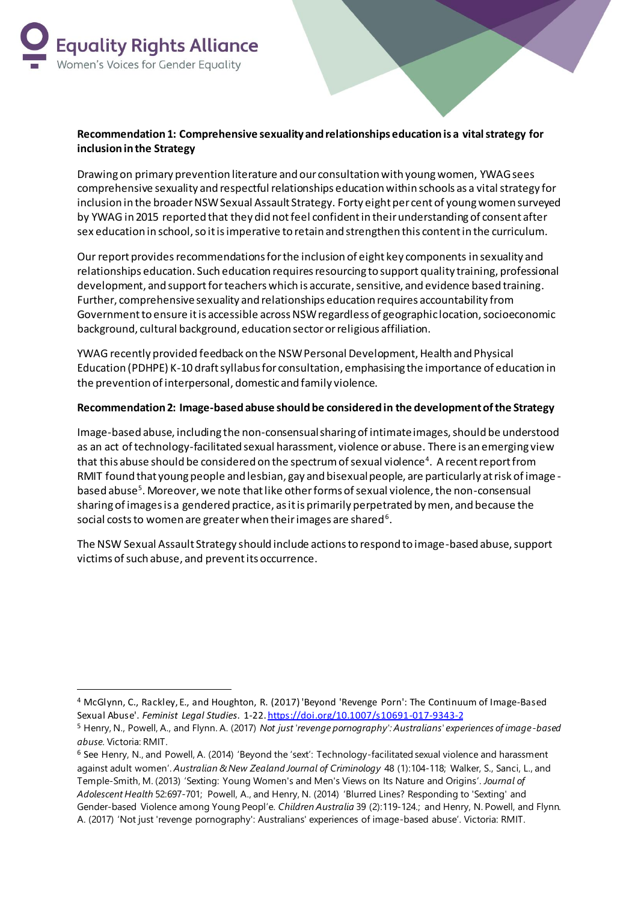**Recommendation 1: Comprehensive sexuality and relationships education is a vital strategy for inclusion in the Strategy**

Drawing on primary prevention literature and our consultation with young women, YWAG sees comprehensive sexuality and respectful relationships education within schools as a vital strategy for inclusion in the broader NSW Sexual Assault Strategy. Forty eight per cent of young women surveyed by YWAG in 2015 reported that they did not feel confident in their understanding of consent after sex education in school, so it is imperative to retain and strengthen this content in the curriculum.

Our report provides recommendations for the inclusion of eight key components in sexuality and relationships education. Such education requires resourcing to support quality training, professional development, and support for teachers which is accurate, sensitive, and evidence based training. Further, comprehensive sexuality and relationships education requires accountability from Government to ensure it is accessible across NSW regardless of geographic location, socioeconomic background, cultural background, education sector or religious affiliation.

YWAG recently provided feedback on the NSW Personal Development, Health and Physical Education (PDHPE) K-10 draft syllabus for consultation, emphasising the importance of education in the prevention of interpersonal, domestic and family violence.

**Recommendation 2: Image-based abuse should be considered in the development of the Strategy**

Image-based abuse, including the non-consensual sharing of intimate images, should be understood as an act of technology-facilitated sexual harassment, violence or abuse. There is an emerging view that this abuse should be considered on the spectrum of sexual violence[4]. A recent report from RMIT found that young people and lesbian, gay and bisexual people, are particularly at risk of image-based abuse[5]. Moreover, we note that like other forms of sexual violence, the non-consensual sharing of images is a gendered practice, as it is primarily perpetrated by men, and because the social costs to women are greater when their images are shared[6].

The NSW Sexual Assault Strategy should include actions to respond to image-based abuse, support victims of such abuse, and prevent its occurrence.

---

[4] McGlynn, C., Rackley, E., and Houghton, R. (2017) 'Beyond 'Revenge Porn': The Continuum of Image-Based Sexual Abuse'. *Feminist Legal Studies*. 1-22. https://doi.org/10.1007/s10691-017-9343-2

[5] Henry, N., Powell, A., and Flynn. A. (2017) *Not just 'revenge pornography': Australians' experiences of image-based abuse.* Victoria: RMIT.

[6] See Henry, N., and Powell, A. (2014) 'Beyond the 'sext': Technology-facilitated sexual violence and harassment against adult women'. *Australian & New Zealand Journal of Criminology* 48 (1):104-118; Walker, S., Sanci, L., and Temple-Smith, M. (2013) 'Sexting: Young Women's and Men's Views on Its Nature and Origins'. *Journal of Adolescent Health* 52:697-701; Powell, A., and Henry, N. (2014) 'Blurred Lines? Responding to 'Sexting' and Gender-based Violence among Young Peopl'e. *Children Australia* 39 (2):119-124.; and Henry, N. Powell, and Flynn. A. (2017) 'Not just 'revenge pornography': Australians' experiences of image-based abuse'. Victoria: RMIT.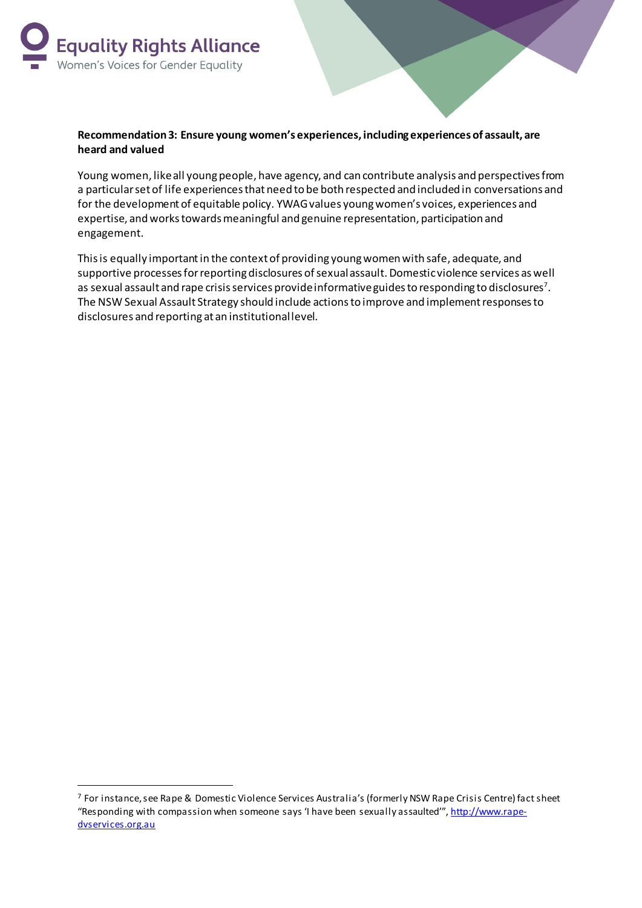**Recommendation 3: Ensure young women's experiences, including experiences of assault, are heard and valued**

Young women, like all young people, have agency, and can contribute analysis and perspectives from a particular set of life experiences that need to be both respected and included in conversations and for the development of equitable policy. YWAG values young women's voices, experiences and expertise, and works towards meaningful and genuine representation, participation and engagement.

This is equally important in the context of providing young women with safe, adequate, and supportive processes for reporting disclosures of sexual assault. Domestic violence services as well as sexual assault and rape crisis services provide informative guides to responding to disclosures[7]. The NSW Sexual Assault Strategy should include actions to improve and implement responses to disclosures and reporting at an institutional level.

---

[7] For instance, see Rape & Domestic Violence Services Australia's (formerly NSW Rape Crisis Centre) fact sheet "Responding with compassion when someone says 'I have been sexually assaulted'", http://www.rape-dvservices.org.au